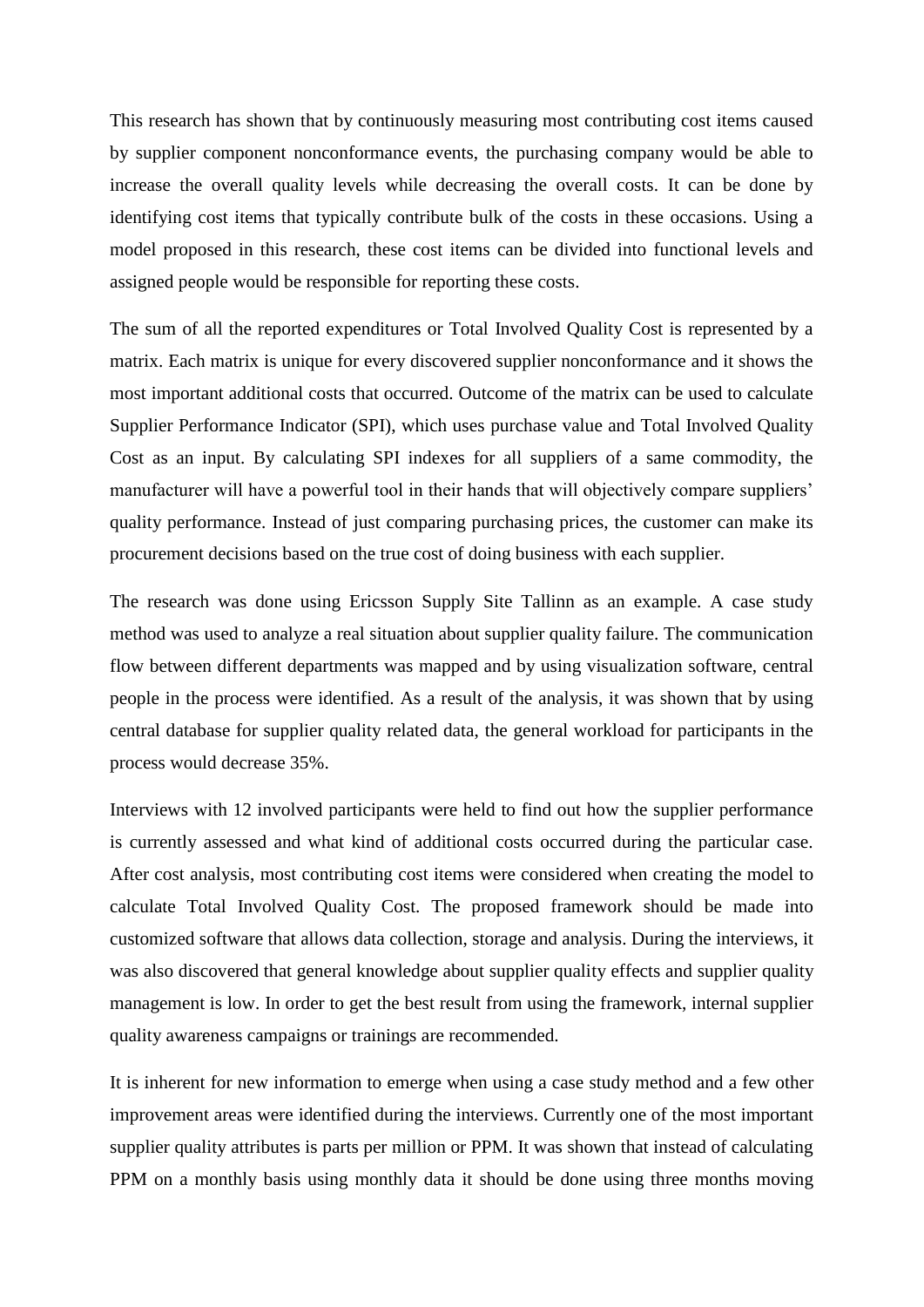This research has shown that by continuously measuring most contributing cost items caused by supplier component nonconformance events, the purchasing company would be able to increase the overall quality levels while decreasing the overall costs. It can be done by identifying cost items that typically contribute bulk of the costs in these occasions. Using a model proposed in this research, these cost items can be divided into functional levels and assigned people would be responsible for reporting these costs.

The sum of all the reported expenditures or Total Involved Quality Cost is represented by a matrix. Each matrix is unique for every discovered supplier nonconformance and it shows the most important additional costs that occurred. Outcome of the matrix can be used to calculate Supplier Performance Indicator (SPI), which uses purchase value and Total Involved Quality Cost as an input. By calculating SPI indexes for all suppliers of a same commodity, the manufacturer will have a powerful tool in their hands that will objectively compare suppliers' quality performance. Instead of just comparing purchasing prices, the customer can make its procurement decisions based on the true cost of doing business with each supplier.

The research was done using Ericsson Supply Site Tallinn as an example. A case study method was used to analyze a real situation about supplier quality failure. The communication flow between different departments was mapped and by using visualization software, central people in the process were identified. As a result of the analysis, it was shown that by using central database for supplier quality related data, the general workload for participants in the process would decrease 35%.

Interviews with 12 involved participants were held to find out how the supplier performance is currently assessed and what kind of additional costs occurred during the particular case. After cost analysis, most contributing cost items were considered when creating the model to calculate Total Involved Quality Cost. The proposed framework should be made into customized software that allows data collection, storage and analysis. During the interviews, it was also discovered that general knowledge about supplier quality effects and supplier quality management is low. In order to get the best result from using the framework, internal supplier quality awareness campaigns or trainings are recommended.

It is inherent for new information to emerge when using a case study method and a few other improvement areas were identified during the interviews. Currently one of the most important supplier quality attributes is parts per million or PPM. It was shown that instead of calculating PPM on a monthly basis using monthly data it should be done using three months moving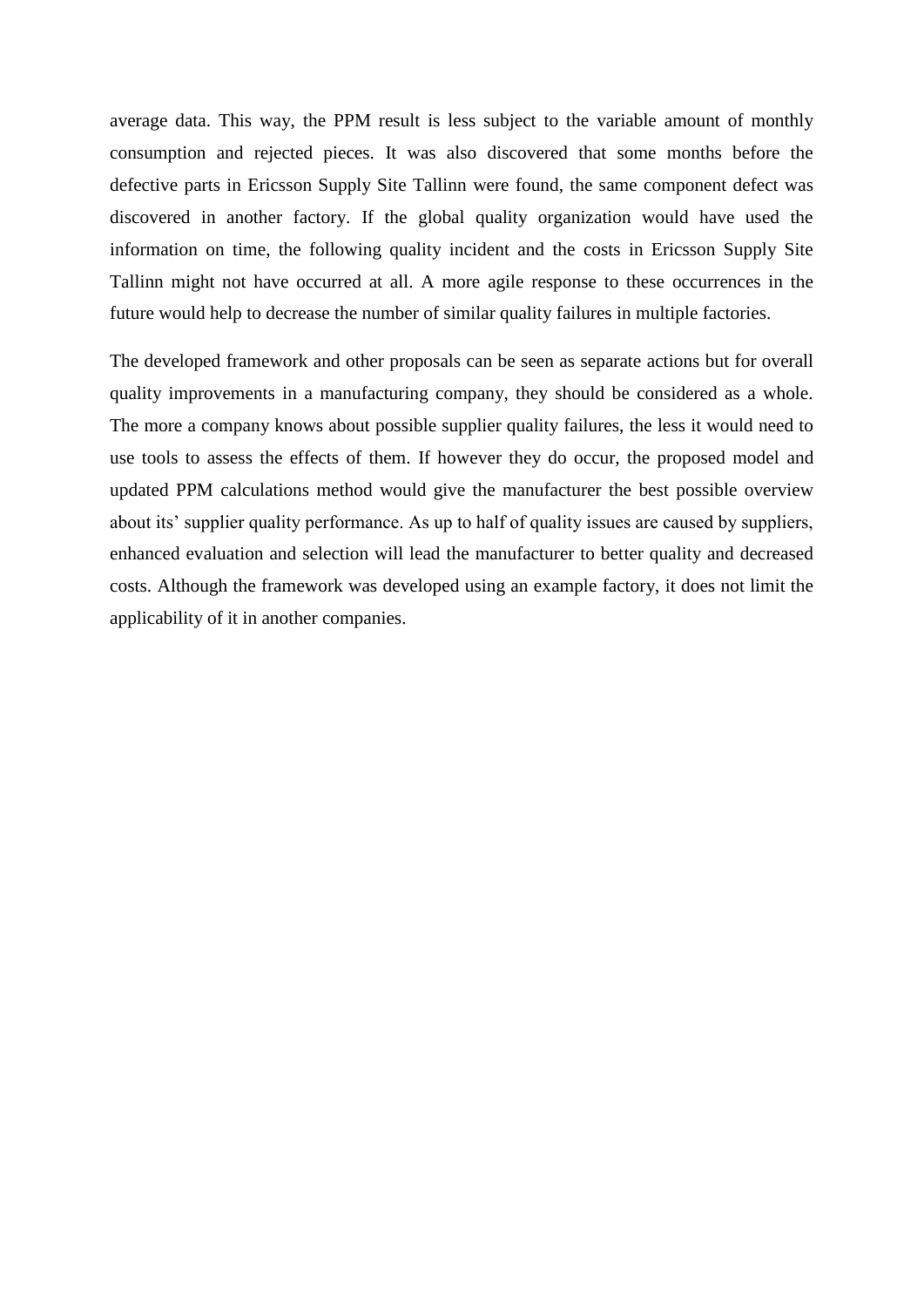average data. This way, the PPM result is less subject to the variable amount of monthly consumption and rejected pieces. It was also discovered that some months before the defective parts in Ericsson Supply Site Tallinn were found, the same component defect was discovered in another factory. If the global quality organization would have used the information on time, the following quality incident and the costs in Ericsson Supply Site Tallinn might not have occurred at all. A more agile response to these occurrences in the future would help to decrease the number of similar quality failures in multiple factories.

The developed framework and other proposals can be seen as separate actions but for overall quality improvements in a manufacturing company, they should be considered as a whole. The more a company knows about possible supplier quality failures, the less it would need to use tools to assess the effects of them. If however they do occur, the proposed model and updated PPM calculations method would give the manufacturer the best possible overview about its' supplier quality performance. As up to half of quality issues are caused by suppliers, enhanced evaluation and selection will lead the manufacturer to better quality and decreased costs. Although the framework was developed using an example factory, it does not limit the applicability of it in another companies.